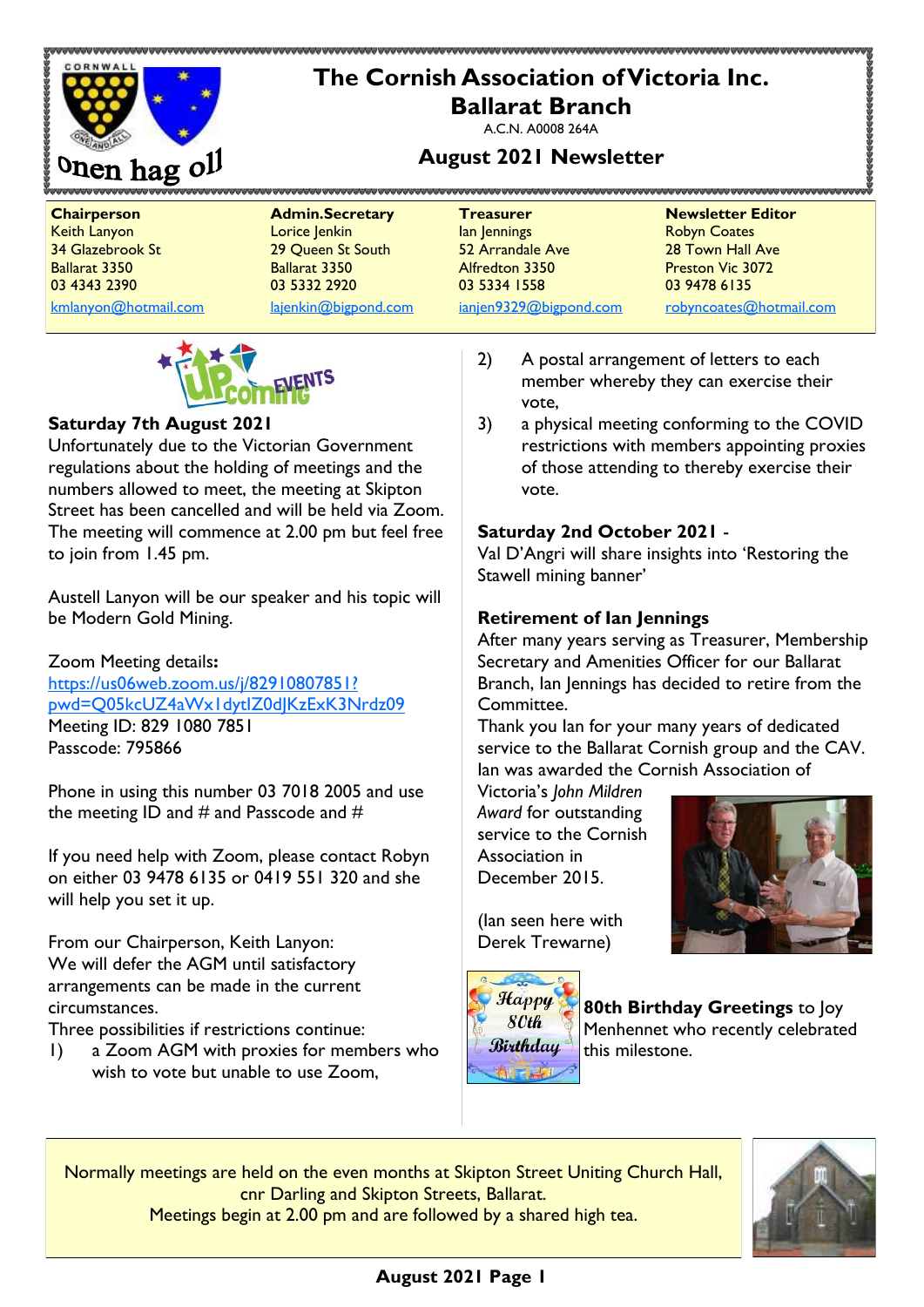# The Cornish Association of Victoria Inc.

## Ballarat Branch

A.C.N. A0008 264A

Onen hag oll

## August 2021 Newsletter

| Chairperson | Admin.Secretary | Treasurer | Newsletter Editor |
|---|---|---|---|
| Keith Lanyon | Lorice Jenkin | Ian Jennings | Robyn Coates |
| 34 Glazebrook St | 29 Queen St South | 52 Arrandale Ave | 28 Town Hall Ave |
| Ballarat 3350 | Ballarat 3350 | Alfredton 3350 | Preston Vic 3072 |
| 03 4343 2390 | 03 5332 2920 | 03 5334 1558 | 03 9478 6135 |
| kmlanyon@hotmail.com | lajenkin@bigpond.com | ianjen9329@bigpond.com | robyncoates@hotmail.com |

### Upcoming Events

**Saturday 7th August 2021**

Unfortunately due to the Victorian Government regulations about the holding of meetings and the numbers allowed to meet, the meeting at Skipton Street has been cancelled and will be held via Zoom. The meeting will commence at 2.00 pm but feel free to join from 1.45 pm.

Austell Lanyon will be our speaker and his topic will be Modern Gold Mining.

Zoom Meeting details**:**
https://us06web.zoom.us/j/82910807851?pwd=Q05kcUZ4aWx1dytlZ0dJKzExK3Nrdz09
Meeting ID: 829 1080 7851
Passcode: 795866

Phone in using this number 03 7018 2005 and use the meeting ID and # and Passcode and #

If you need help with Zoom, please contact Robyn on either 03 9478 6135 or 0419 551 320 and she will help you set it up.

From our Chairperson, Keith Lanyon:
We will defer the AGM until satisfactory arrangements can be made in the current circumstances.
Three possibilities if restrictions continue:

1) a Zoom AGM with proxies for members who wish to vote but unable to use Zoom,
2) A postal arrangement of letters to each member whereby they can exercise their vote,
3) a physical meeting conforming to the COVID restrictions with members appointing proxies of those attending to thereby exercise their vote.

**Saturday 2nd October 2021** -
Val D'Angri will share insights into 'Restoring the Stawell mining banner'

**Retirement of Ian Jennings**

After many years serving as Treasurer, Membership Secretary and Amenities Officer for our Ballarat Branch, Ian Jennings has decided to retire from the Committee.
Thank you Ian for your many years of dedicated service to the Ballarat Cornish group and the CAV.
Ian was awarded the Cornish Association of Victoria's *John Mildren Award* for outstanding service to the Cornish Association in December 2015.

(Ian seen here with Derek Trewarne)

**80th Birthday Greetings** to Joy Menhennet who recently celebrated this milestone.

Normally meetings are held on the even months at Skipton Street Uniting Church Hall, cnr Darling and Skipton Streets, Ballarat.
Meetings begin at 2.00 pm and are followed by a shared high tea.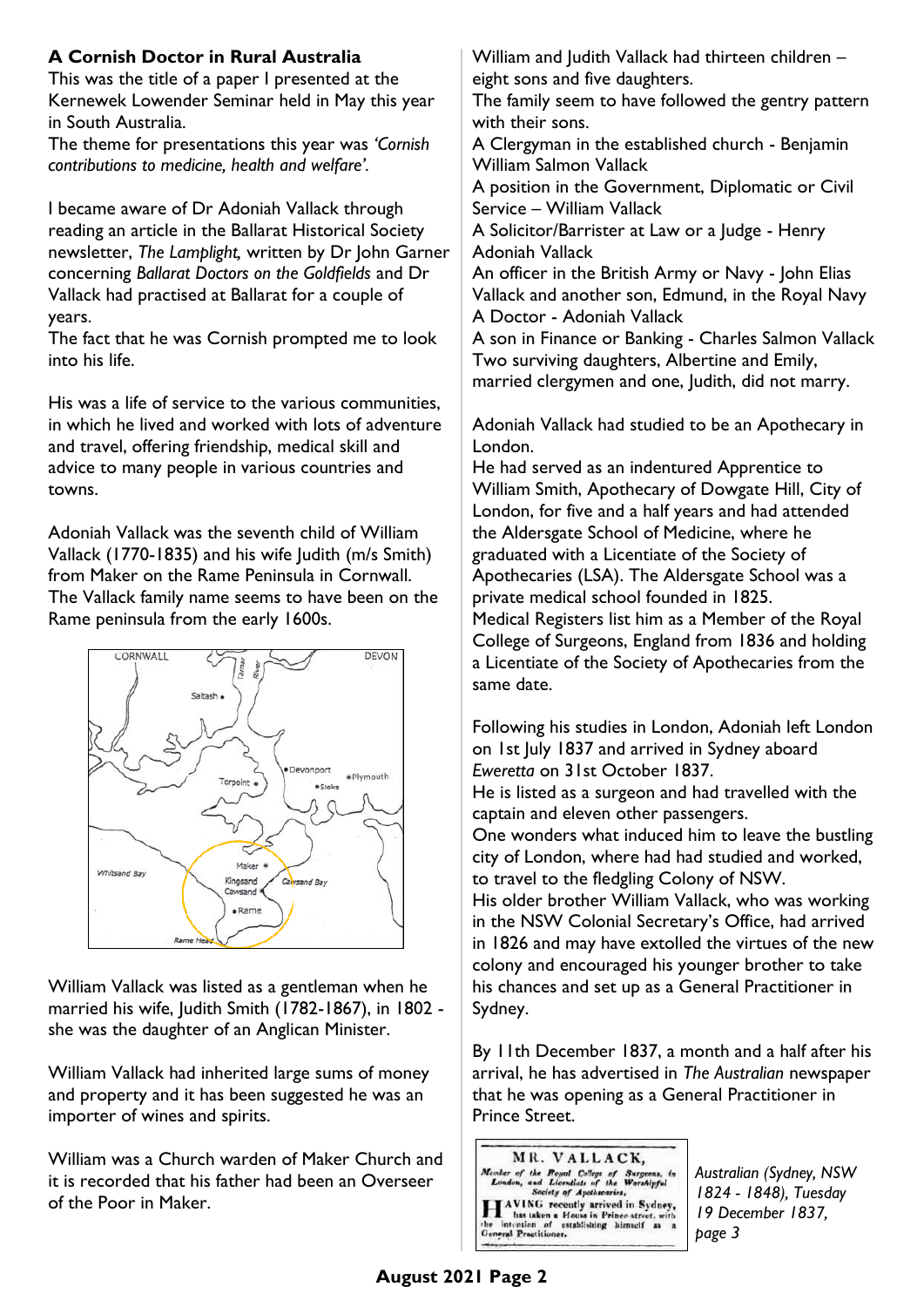## A Cornish Doctor in Rural Australia

This was the title of a paper I presented at the Kernewek Lowender Seminar held in May this year in South Australia.

The theme for presentations this year was *'Cornish contributions to medicine, health and welfare'.*

I became aware of Dr Adoniah Vallack through reading an article in the Ballarat Historical Society newsletter, *The Lamplight,* written by Dr John Garner concerning *Ballarat Doctors on the Goldfields* and Dr Vallack had practised at Ballarat for a couple of years.

The fact that he was Cornish prompted me to look into his life.

His was a life of service to the various communities, in which he lived and worked with lots of adventure and travel, offering friendship, medical skill and advice to many people in various countries and towns.

Adoniah Vallack was the seventh child of William Vallack (1770-1835) and his wife Judith (m/s Smith) from Maker on the Rame Peninsula in Cornwall. The Vallack family name seems to have been on the Rame peninsula from the early 1600s.

William Vallack was listed as a gentleman when he married his wife, Judith Smith (1782-1867), in 1802 - she was the daughter of an Anglican Minister.

William Vallack had inherited large sums of money and property and it has been suggested he was an importer of wines and spirits.

William was a Church warden of Maker Church and it is recorded that his father had been an Overseer of the Poor in Maker.

William and Judith Vallack had thirteen children – eight sons and five daughters.

The family seem to have followed the gentry pattern with their sons.

A Clergyman in the established church - Benjamin William Salmon Vallack

A position in the Government, Diplomatic or Civil Service – William Vallack

A Solicitor/Barrister at Law or a Judge - Henry Adoniah Vallack

An officer in the British Army or Navy - John Elias Vallack and another son, Edmund, in the Royal Navy

A Doctor - Adoniah Vallack

A son in Finance or Banking - Charles Salmon Vallack

Two surviving daughters, Albertine and Emily, married clergymen and one, Judith, did not marry.

Adoniah Vallack had studied to be an Apothecary in London.

He had served as an indentured Apprentice to William Smith, Apothecary of Dowgate Hill, City of London, for five and a half years and had attended the Aldersgate School of Medicine, where he graduated with a Licentiate of the Society of Apothecaries (LSA). The Aldersgate School was a private medical school founded in 1825.

Medical Registers list him as a Member of the Royal College of Surgeons, England from 1836 and holding a Licentiate of the Society of Apothecaries from the same date.

Following his studies in London, Adoniah left London on 1st July 1837 and arrived in Sydney aboard *Ewerretta* on 31st October 1837.

He is listed as a surgeon and had travelled with the captain and eleven other passengers.

One wonders what induced him to leave the bustling city of London, where had had studied and worked, to travel to the fledgling Colony of NSW.

His older brother William Vallack, who was working in the NSW Colonial Secretary's Office, had arrived in 1826 and may have extolled the virtues of the new colony and encouraged his younger brother to take his chances and set up as a General Practitioner in Sydney.

By 11th December 1837, a month and a half after his arrival, he has advertised in *The Australian* newspaper that he was opening as a General Practitioner in Prince Street.

MR. VALLACK,
*Member of the Royal College of Surgeons, in London, and Licentiate of the Worshipful Society of Apothecaries,*
HAVING recently arrived in Sydney, has taken a House in Prince-street, with the intention of establishing himself as a General Practitioner.

*Australian (Sydney, NSW 1824 - 1848), Tuesday 19 December 1837, page 3*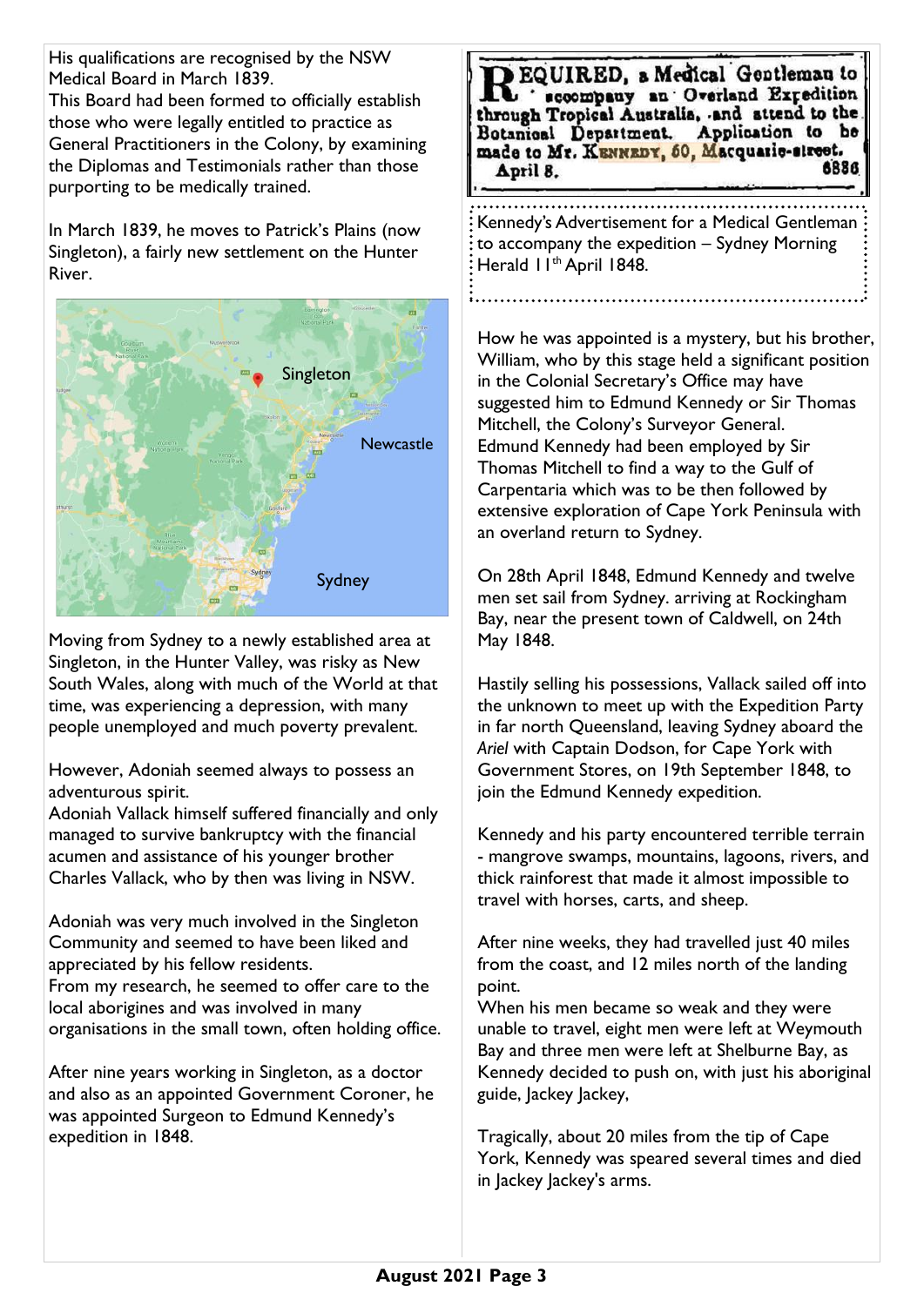His qualifications are recognised by the NSW Medical Board in March 1839.
This Board had been formed to officially establish those who were legally entitled to practice as General Practitioners in the Colony, by examining the Diplomas and Testimonials rather than those purporting to be medically trained.

In March 1839, he moves to Patrick's Plains (now Singleton), a fairly new settlement on the Hunter River.

Singleton

Newcastle

Sydney

Moving from Sydney to a newly established area at Singleton, in the Hunter Valley, was risky as New South Wales, along with much of the World at that time, was experiencing a depression, with many people unemployed and much poverty prevalent.

However, Adoniah seemed always to possess an adventurous spirit.
Adoniah Vallack himself suffered financially and only managed to survive bankruptcy with the financial acumen and assistance of his younger brother Charles Vallack, who by then was living in NSW.

Adoniah was very much involved in the Singleton Community and seemed to have been liked and appreciated by his fellow residents.
From my research, he seemed to offer care to the local aborigines and was involved in many organisations in the small town, often holding office.

After nine years working in Singleton, as a doctor and also as an appointed Government Coroner, he was appointed Surgeon to Edmund Kennedy's expedition in 1848.

REQUIRED, a Medical Gentleman to accompany an Overland Expedition through Tropical Australia, and attend to the Botanical Department. Application to be made to Mr. KENNEDY, 60, Macquarie-street.
April 8. 6886

Kennedy's Advertisement for a Medical Gentleman to accompany the expedition – Sydney Morning Herald 11th April 1848.

How he was appointed is a mystery, but his brother, William, who by this stage held a significant position in the Colonial Secretary's Office may have suggested him to Edmund Kennedy or Sir Thomas Mitchell, the Colony's Surveyor General.
Edmund Kennedy had been employed by Sir Thomas Mitchell to find a way to the Gulf of Carpentaria which was to be then followed by extensive exploration of Cape York Peninsula with an overland return to Sydney.

On 28th April 1848, Edmund Kennedy and twelve men set sail from Sydney. arriving at Rockingham Bay, near the present town of Caldwell, on 24th May 1848.

Hastily selling his possessions, Vallack sailed off into the unknown to meet up with the Expedition Party in far north Queensland, leaving Sydney aboard the *Ariel* with Captain Dodson, for Cape York with Government Stores, on 19th September 1848, to join the Edmund Kennedy expedition.

Kennedy and his party encountered terrible terrain - mangrove swamps, mountains, lagoons, rivers, and thick rainforest that made it almost impossible to travel with horses, carts, and sheep.

After nine weeks, they had travelled just 40 miles from the coast, and 12 miles north of the landing point.
When his men became so weak and they were unable to travel, eight men were left at Weymouth Bay and three men were left at Shelburne Bay, as Kennedy decided to push on, with just his aboriginal guide, Jackey Jackey,

Tragically, about 20 miles from the tip of Cape York, Kennedy was speared several times and died in Jackey Jackey's arms.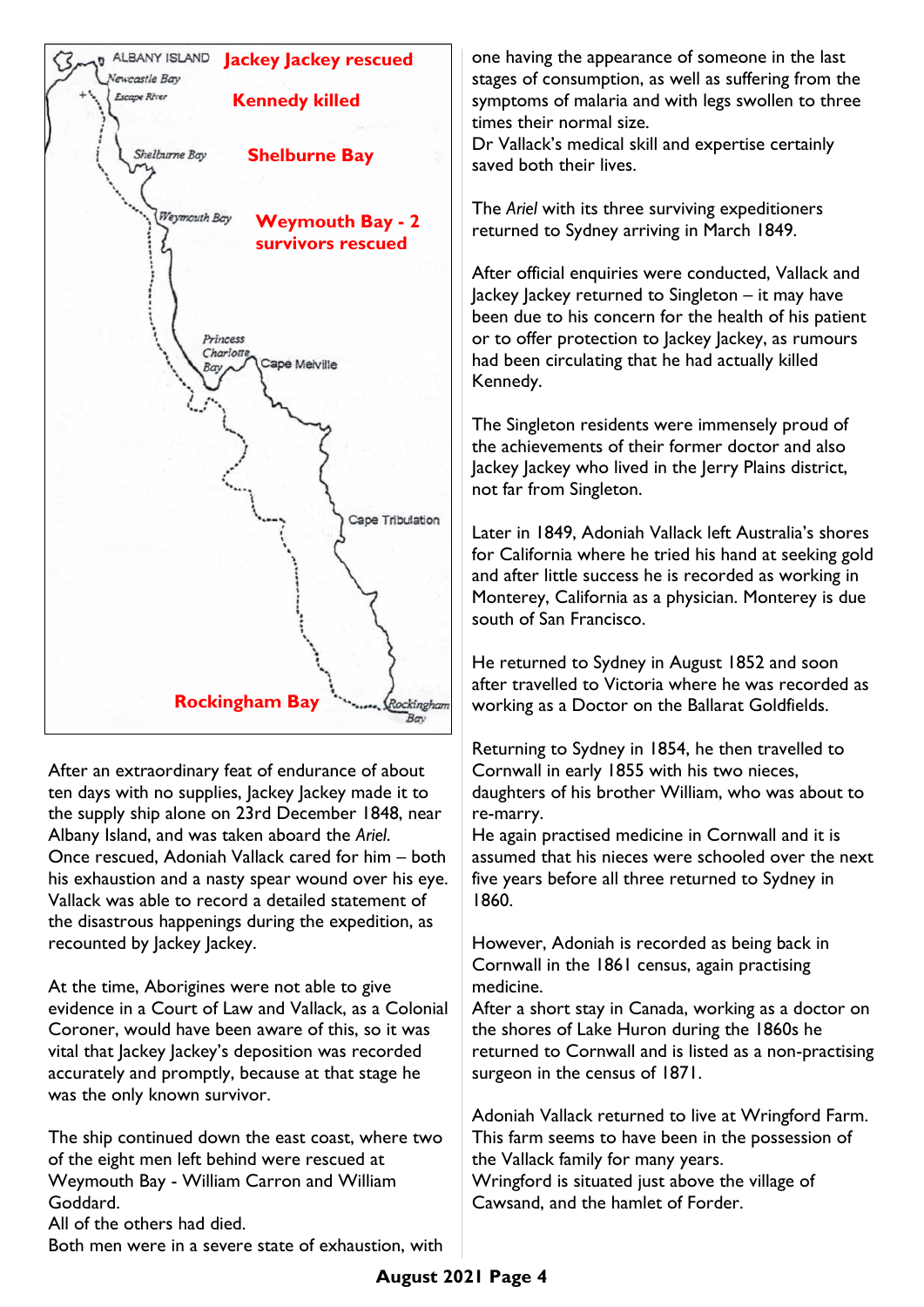After an extraordinary feat of endurance of about ten days with no supplies, Jackey Jackey made it to the supply ship alone on 23rd December 1848, near Albany Island, and was taken aboard the *Ariel*. Once rescued, Adoniah Vallack cared for him – both his exhaustion and a nasty spear wound over his eye. Vallack was able to record a detailed statement of the disastrous happenings during the expedition, as recounted by Jackey Jackey.

At the time, Aborigines were not able to give evidence in a Court of Law and Vallack, as a Colonial Coroner, would have been aware of this, so it was vital that Jackey Jackey's deposition was recorded accurately and promptly, because at that stage he was the only known survivor.

The ship continued down the east coast, where two of the eight men left behind were rescued at Weymouth Bay - William Carron and William Goddard.
All of the others had died.
Both men were in a severe state of exhaustion, with one having the appearance of someone in the last stages of consumption, as well as suffering from the symptoms of malaria and with legs swollen to three times their normal size.
Dr Vallack's medical skill and expertise certainly saved both their lives.

The *Ariel* with its three surviving expeditioners returned to Sydney arriving in March 1849.

After official enquiries were conducted, Vallack and Jackey Jackey returned to Singleton – it may have been due to his concern for the health of his patient or to offer protection to Jackey Jackey, as rumours had been circulating that he had actually killed Kennedy.

The Singleton residents were immensely proud of the achievements of their former doctor and also Jackey Jackey who lived in the Jerry Plains district, not far from Singleton.

Later in 1849, Adoniah Vallack left Australia's shores for California where he tried his hand at seeking gold and after little success he is recorded as working in Monterey, California as a physician. Monterey is due south of San Francisco.

He returned to Sydney in August 1852 and soon after travelled to Victoria where he was recorded as working as a Doctor on the Ballarat Goldfields.

Returning to Sydney in 1854, he then travelled to Cornwall in early 1855 with his two nieces, daughters of his brother William, who was about to re-marry.
He again practised medicine in Cornwall and it is assumed that his nieces were schooled over the next five years before all three returned to Sydney in 1860.

However, Adoniah is recorded as being back in Cornwall in the 1861 census, again practising medicine.
After a short stay in Canada, working as a doctor on the shores of Lake Huron during the 1860s he returned to Cornwall and is listed as a non-practising surgeon in the census of 1871.

Adoniah Vallack returned to live at Wringford Farm. This farm seems to have been in the possession of the Vallack family for many years.
Wringford is situated just above the village of Cawsand, and the hamlet of Forder.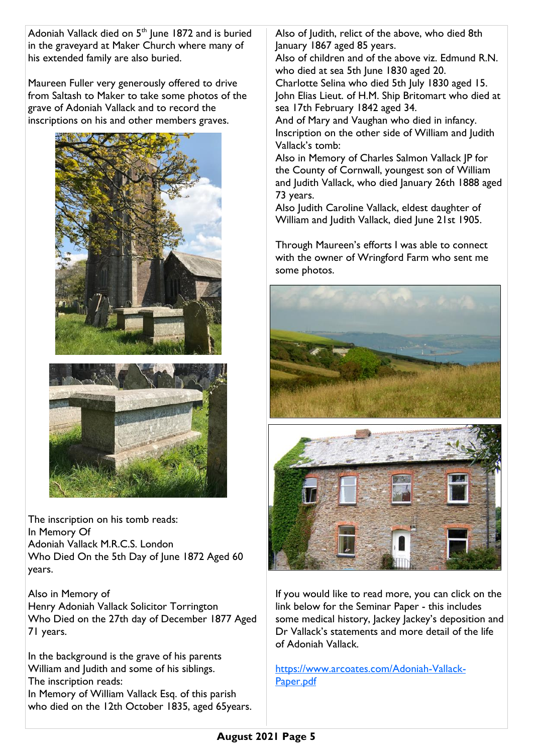Adoniah Vallack died on 5th June 1872 and is buried in the graveyard at Maker Church where many of his extended family are also buried.

Maureen Fuller very generously offered to drive from Saltash to Maker to take some photos of the grave of Adoniah Vallack and to record the inscriptions on his and other members graves.

The inscription on his tomb reads:
In Memory Of
Adoniah Vallack M.R.C.S. London
Who Died On the 5th Day of June 1872 Aged 60 years.

Also in Memory of
Henry Adoniah Vallack Solicitor Torrington
Who Died on the 27th day of December 1877 Aged 71 years.

In the background is the grave of his parents William and Judith and some of his siblings.
The inscription reads:
In Memory of William Vallack Esq. of this parish who died on the 12th October 1835, aged 65years.
Also of Judith, relict of the above, who died 8th January 1867 aged 85 years.
Also of children and of the above viz. Edmund R.N. who died at sea 5th June 1830 aged 20.
Charlotte Selina who died 5th July 1830 aged 15.
John Elias Lieut. of H.M. Ship Britomart who died at sea 17th February 1842 aged 34.
And of Mary and Vaughan who died in infancy.
Inscription on the other side of William and Judith Vallack's tomb:
Also in Memory of Charles Salmon Vallack JP for the County of Cornwall, youngest son of William and Judith Vallack, who died January 26th 1888 aged 73 years.
Also Judith Caroline Vallack, eldest daughter of William and Judith Vallack, died June 21st 1905.

Through Maureen's efforts I was able to connect with the owner of Wringford Farm who sent me some photos.

If you would like to read more, you can click on the link below for the Seminar Paper - this includes some medical history, Jackey Jackey's deposition and Dr Vallack's statements and more detail of the life of Adoniah Vallack.

[https://www.arcoates.com/Adoniah-Vallack-Paper.pdf](https://www.arcoates.com/Adoniah-Vallack-Paper.pdf)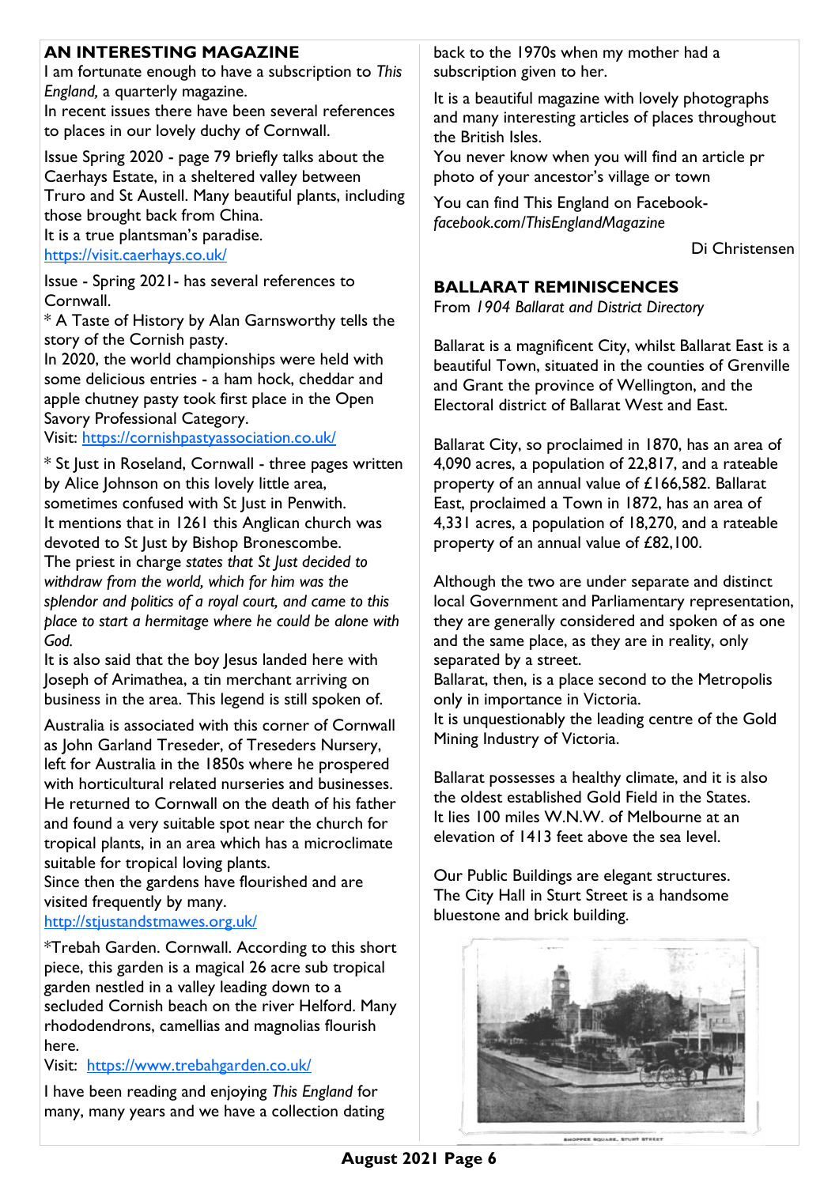## AN INTERESTING MAGAZINE

I am fortunate enough to have a subscription to *This England,* a quarterly magazine.
In recent issues there have been several references to places in our lovely duchy of Cornwall.

Issue Spring 2020 - page 79 briefly talks about the Caerhays Estate, in a sheltered valley between Truro and St Austell. Many beautiful plants, including those brought back from China.
It is a true plantsman's paradise.
https://visit.caerhays.co.uk/

Issue - Spring 2021- has several references to Cornwall.
* A Taste of History by Alan Garnsworthy tells the story of the Cornish pasty.
In 2020, the world championships were held with some delicious entries - a ham hock, cheddar and apple chutney pasty took first place in the Open Savory Professional Category.
Visit: https://cornishpastyassociation.co.uk/

* St Just in Roseland, Cornwall - three pages written by Alice Johnson on this lovely little area, sometimes confused with St Just in Penwith.
It mentions that in 1261 this Anglican church was devoted to St Just by Bishop Bronescombe.
The priest in charge *states that St Just decided to withdraw from the world, which for him was the splendor and politics of a royal court, and came to this place to start a hermitage where he could be alone with God.*
It is also said that the boy Jesus landed here with Joseph of Arimathea, a tin merchant arriving on business in the area. This legend is still spoken of.

Australia is associated with this corner of Cornwall as John Garland Treseder, of Treseders Nursery, left for Australia in the 1850s where he prospered with horticultural related nurseries and businesses. He returned to Cornwall on the death of his father and found a very suitable spot near the church for tropical plants, in an area which has a microclimate suitable for tropical loving plants.
Since then the gardens have flourished and are visited frequently by many.
http://stjustandstmawes.org.uk/

*Trebah Garden. Cornwall. According to this short piece, this garden is a magical 26 acre sub tropical garden nestled in a valley leading down to a secluded Cornish beach on the river Helford. Many rhododendrons, camellias and magnolias flourish here.
Visit: https://www.trebahgarden.co.uk/

I have been reading and enjoying *This England* for many, many years and we have a collection dating back to the 1970s when my mother had a subscription given to her.

It is a beautiful magazine with lovely photographs and many interesting articles of places throughout the British Isles.
You never know when you will find an article pr photo of your ancestor's village or town

You can find This England on Facebook-
*facebook.com/ThisEnglandMagazine*

Di Christensen

## BALLARAT REMINISCENCES

From *1904 Ballarat and District Directory*

Ballarat is a magnificent City, whilst Ballarat East is a beautiful Town, situated in the counties of Grenville and Grant the province of Wellington, and the Electoral district of Ballarat West and East.

Ballarat City, so proclaimed in 1870, has an area of 4,090 acres, a population of 22,817, and a rateable property of an annual value of £166,582. Ballarat East, proclaimed a Town in 1872, has an area of 4,331 acres, a population of 18,270, and a rateable property of an annual value of £82,100.

Although the two are under separate and distinct local Government and Parliamentary representation, they are generally considered and spoken of as one and the same place, as they are in reality, only separated by a street.
Ballarat, then, is a place second to the Metropolis only in importance in Victoria.
It is unquestionably the leading centre of the Gold Mining Industry of Victoria.

Ballarat possesses a healthy climate, and it is also the oldest established Gold Field in the States.
It lies 100 miles W.N.W. of Melbourne at an elevation of 1413 feet above the sea level.

Our Public Buildings are elegant structures.
The City Hall in Sturt Street is a handsome bluestone and brick building.

SHOPPEE SQUARE, STURT STREET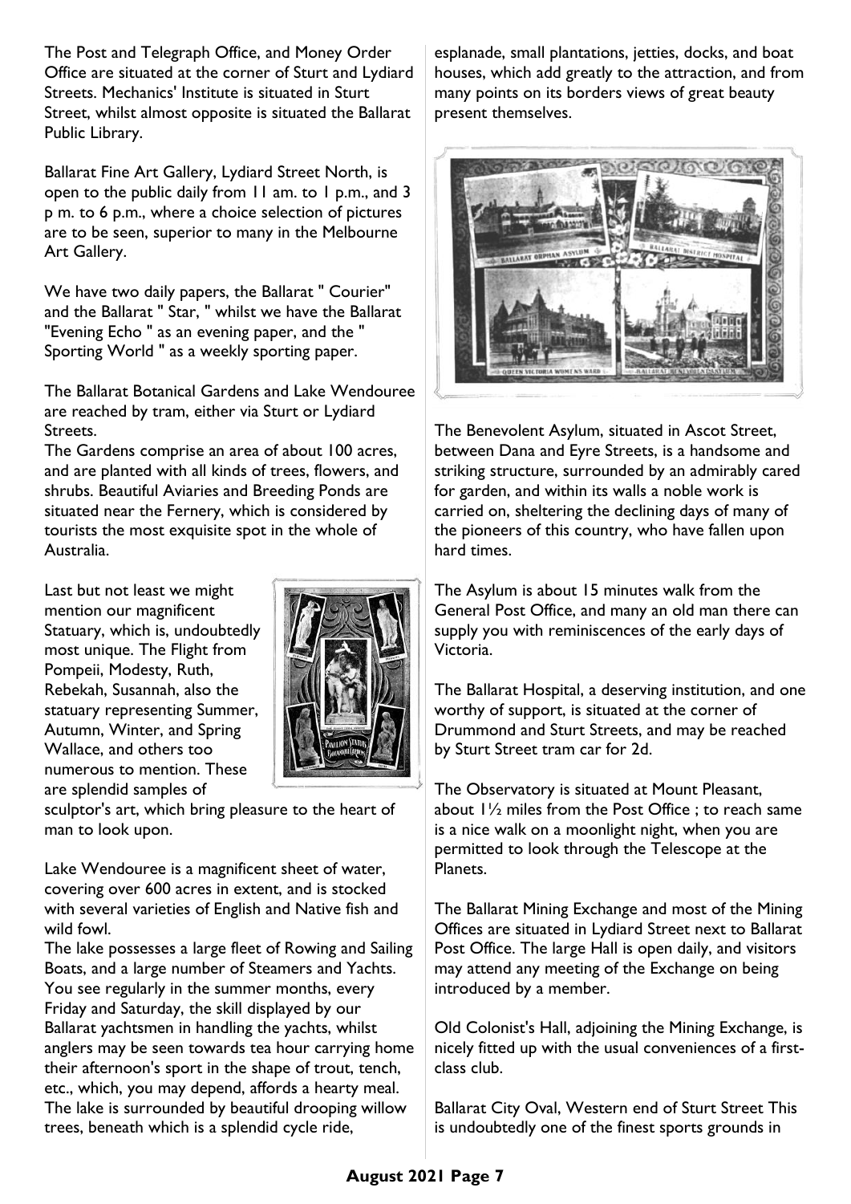The Post and Telegraph Office, and Money Order Office are situated at the corner of Sturt and Lydiard Streets. Mechanics' Institute is situated in Sturt Street, whilst almost opposite is situated the Ballarat Public Library.

Ballarat Fine Art Gallery, Lydiard Street North, is open to the public daily from 11 am. to 1 p.m., and 3 p m. to 6 p.m., where a choice selection of pictures are to be seen, superior to many in the Melbourne Art Gallery.

We have two daily papers, the Ballarat " Courier" and the Ballarat " Star, " whilst we have the Ballarat "Evening Echo " as an evening paper, and the " Sporting World " as a weekly sporting paper.

The Ballarat Botanical Gardens and Lake Wendouree are reached by tram, either via Sturt or Lydiard Streets.
The Gardens comprise an area of about 100 acres, and are planted with all kinds of trees, flowers, and shrubs. Beautiful Aviaries and Breeding Ponds are situated near the Fernery, which is considered by tourists the most exquisite spot in the whole of Australia.

Last but not least we might mention our magnificent Statuary, which is, undoubtedly most unique. The Flight from Pompeii, Modesty, Ruth, Rebekah, Susannah, also the statuary representing Summer, Autumn, Winter, and Spring Wallace, and others too numerous to mention. These are splendid samples of sculptor's art, which bring pleasure to the heart of man to look upon.

Lake Wendouree is a magnificent sheet of water, covering over 600 acres in extent, and is stocked with several varieties of English and Native fish and wild fowl.
The lake possesses a large fleet of Rowing and Sailing Boats, and a large number of Steamers and Yachts. You see regularly in the summer months, every Friday and Saturday, the skill displayed by our Ballarat yachtsmen in handling the yachts, whilst anglers may be seen towards tea hour carrying home their afternoon's sport in the shape of trout, tench, etc., which, you may depend, affords a hearty meal. The lake is surrounded by beautiful drooping willow trees, beneath which is a splendid cycle ride, esplanade, small plantations, jetties, docks, and boat houses, which add greatly to the attraction, and from many points on its borders views of great beauty present themselves.

The Benevolent Asylum, situated in Ascot Street, between Dana and Eyre Streets, is a handsome and striking structure, surrounded by an admirably cared for garden, and within its walls a noble work is carried on, sheltering the declining days of many of the pioneers of this country, who have fallen upon hard times.

The Asylum is about 15 minutes walk from the General Post Office, and many an old man there can supply you with reminiscences of the early days of Victoria.

The Ballarat Hospital, a deserving institution, and one worthy of support, is situated at the corner of Drummond and Sturt Streets, and may be reached by Sturt Street tram car for 2d.

The Observatory is situated at Mount Pleasant, about 1½ miles from the Post Office ; to reach same is a nice walk on a moonlight night, when you are permitted to look through the Telescope at the Planets.

The Ballarat Mining Exchange and most of the Mining Offices are situated in Lydiard Street next to Ballarat Post Office. The large Hall is open daily, and visitors may attend any meeting of the Exchange on being introduced by a member.

Old Colonist's Hall, adjoining the Mining Exchange, is nicely fitted up with the usual conveniences of a first-class club.

Ballarat City Oval, Western end of Sturt Street This is undoubtedly one of the finest sports grounds in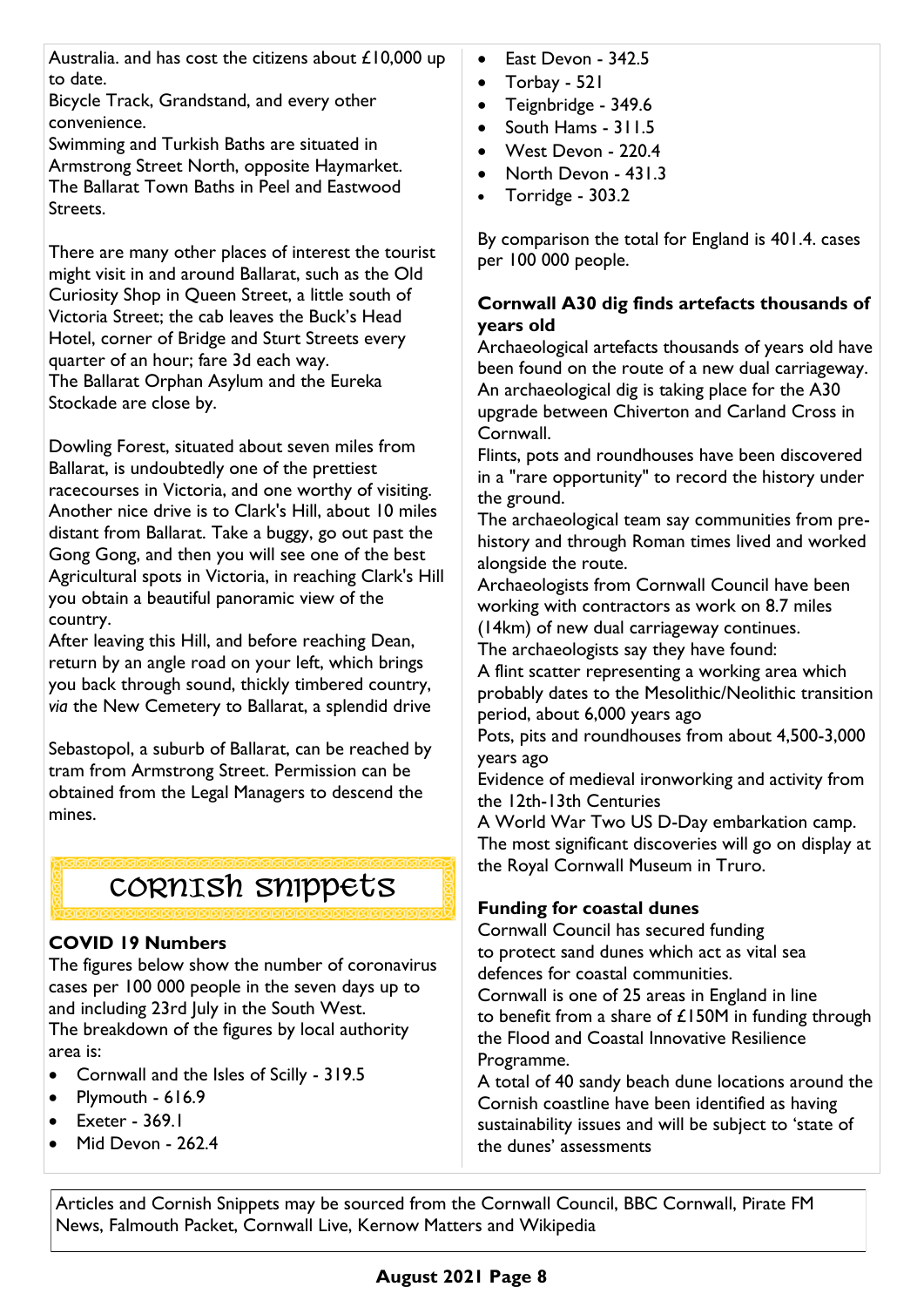Australia. and has cost the citizens about £10,000 up to date.
Bicycle Track, Grandstand, and every other convenience.
Swimming and Turkish Baths are situated in Armstrong Street North, opposite Haymarket. The Ballarat Town Baths in Peel and Eastwood Streets.

There are many other places of interest the tourist might visit in and around Ballarat, such as the Old Curiosity Shop in Queen Street, a little south of Victoria Street; the cab leaves the Buck's Head Hotel, corner of Bridge and Sturt Streets every quarter of an hour; fare 3d each way.
The Ballarat Orphan Asylum and the Eureka Stockade are close by.

Dowling Forest, situated about seven miles from Ballarat, is undoubtedly one of the prettiest racecourses in Victoria, and one worthy of visiting. Another nice drive is to Clark's Hill, about 10 miles distant from Ballarat. Take a buggy, go out past the Gong Gong, and then you will see one of the best Agricultural spots in Victoria, in reaching Clark's Hill you obtain a beautiful panoramic view of the country.
After leaving this Hill, and before reaching Dean, return by an angle road on your left, which brings you back through sound, thickly timbered country, *via* the New Cemetery to Ballarat, a splendid drive

Sebastopol, a suburb of Ballarat, can be reached by tram from Armstrong Street. Permission can be obtained from the Legal Managers to descend the mines.

# Cornish Snippets

**COVID 19 Numbers**

The figures below show the number of coronavirus cases per 100 000 people in the seven days up to and including 23rd July in the South West.
The breakdown of the figures by local authority area is:

- Cornwall and the Isles of Scilly - 319.5
- Plymouth - 616.9
- Exeter - 369.1
- Mid Devon - 262.4
- East Devon - 342.5
- Torbay - 521
- Teignbridge - 349.6
- South Hams - 311.5
- West Devon - 220.4
- North Devon - 431.3
- Torridge - 303.2

By comparison the total for England is 401.4. cases per 100 000 people.

**Cornwall A30 dig finds artefacts thousands of years old**

Archaeological artefacts thousands of years old have been found on the route of a new dual carriageway. An archaeological dig is taking place for the A30 upgrade between Chiverton and Carland Cross in Cornwall.
Flints, pots and roundhouses have been discovered in a "rare opportunity" to record the history under the ground.
The archaeological team say communities from pre-history and through Roman times lived and worked alongside the route.
Archaeologists from Cornwall Council have been working with contractors as work on 8.7 miles (14km) of new dual carriageway continues.
The archaeologists say they have found:
A flint scatter representing a working area which probably dates to the Mesolithic/Neolithic transition period, about 6,000 years ago
Pots, pits and roundhouses from about 4,500-3,000 years ago
Evidence of medieval ironworking and activity from the 12th-13th Centuries
A World War Two US D-Day embarkation camp.
The most significant discoveries will go on display at the Royal Cornwall Museum in Truro.

**Funding for coastal dunes**

Cornwall Council has secured funding to protect sand dunes which act as vital sea defences for coastal communities.
Cornwall is one of 25 areas in England in line to benefit from a share of £150M in funding through the Flood and Coastal Innovative Resilience Programme.
A total of 40 sandy beach dune locations around the Cornish coastline have been identified as having sustainability issues and will be subject to 'state of the dunes' assessments

Articles and Cornish Snippets may be sourced from the Cornwall Council, BBC Cornwall, Pirate FM News, Falmouth Packet, Cornwall Live, Kernow Matters and Wikipedia